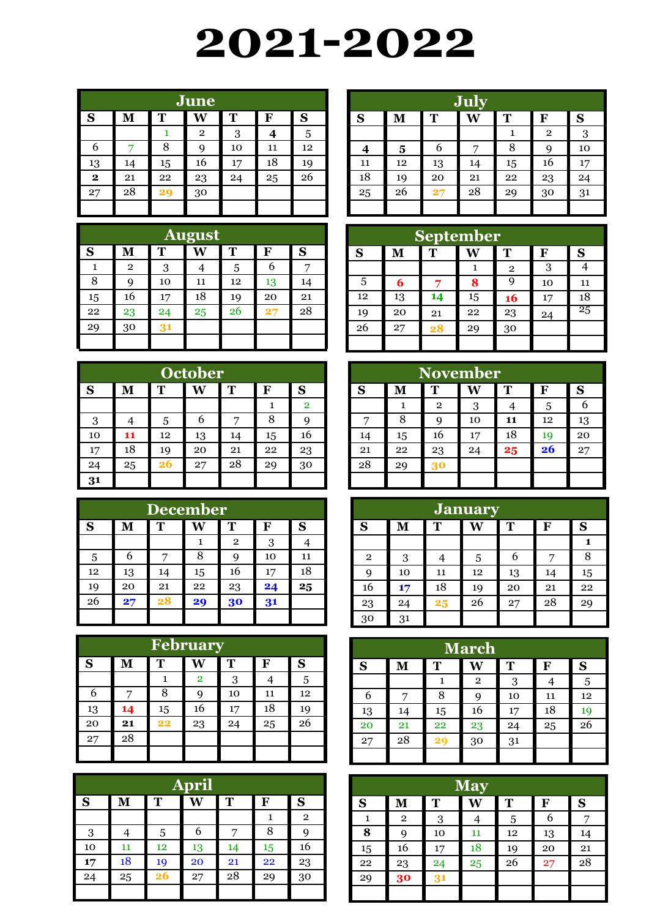# 2021-2022

## June

| S | M | T | W | T | F | S |
|---|---|---|---|---|---|---|
| | | 1 | 2 | 3 | **4** | 5 |
| 6 | 7 | 8 | 9 | 10 | 11 | 12 |
| 13 | 14 | 15 | 16 | 17 | 18 | 19 |
| **2** | 21 | 22 | 23 | 24 | 25 | 26 |
| 27 | 28 | **29** | 30 | | | |
| | | | | | | |

## July

| S | M | T | W | T | F | S |
|---|---|---|---|---|---|---|
| | | | | 1 | 2 | 3 |
| **4** | **5** | 6 | 7 | 8 | 9 | 10 |
| 11 | 12 | 13 | 14 | 15 | 16 | 17 |
| 18 | 19 | 20 | 21 | 22 | 23 | 24 |
| 25 | 26 | 27 | 28 | 29 | 30 | 31 |
| | | | | | | |

## August

| S | M | T | W | T | F | S |
|---|---|---|---|---|---|---|
| 1 | 2 | 3 | 4 | 5 | 6 | 7 |
| 8 | 9 | 10 | 11 | 12 | 13 | 14 |
| 15 | 16 | 17 | 18 | 19 | 20 | 21 |
| 22 | 23 | 24 | 25 | 26 | **27** | 28 |
| 29 | 30 | **31** | | | | |
| | | | | | | |

## September

| S | M | T | W | T | F | S |
|---|---|---|---|---|---|---|
| | | | 1 | 2 | 3 | 4 |
| 5 | **6** | **7** | **8** | 9 | 10 | 11 |
| 12 | 13 | **14** | 15 | **16** | 17 | 18 |
| 19 | 20 | 21 | 22 | 23 | 24 | 25 |
| 26 | 27 | **28** | 29 | 30 | | |
| | | | | | | |

## October

| S | M | T | W | T | F | S |
|---|---|---|---|---|---|---|
| | | | | | 1 | 2 |
| 3 | 4 | 5 | 6 | 7 | 8 | 9 |
| 10 | **11** | 12 | 13 | 14 | 15 | 16 |
| 17 | 18 | 19 | 20 | 21 | 22 | 23 |
| 24 | 25 | **26** | 27 | 28 | 29 | 30 |
| **31** | | | | | | |

## November

| S | M | T | W | T | F | S |
|---|---|---|---|---|---|---|
| | 1 | 2 | 3 | 4 | 5 | 6 |
| 7 | 8 | 9 | 10 | **11** | 12 | 13 |
| 14 | 15 | 16 | 17 | 18 | 19 | 20 |
| 21 | 22 | 23 | 24 | **25** | **26** | 27 |
| 28 | 29 | **30** | | | | |
| | | | | | | |

## December

| S | M | T | W | T | F | S |
|---|---|---|---|---|---|---|
| | | | 1 | 2 | 3 | 4 |
| 5 | 6 | 7 | 8 | 9 | 10 | 11 |
| 12 | 13 | 14 | 15 | 16 | 17 | 18 |
| 19 | 20 | 21 | 22 | 23 | **24** | **25** |
| 26 | **27** | **28** | **29** | **30** | **31** | |
| | | | | | | |

## January

| S | M | T | W | T | F | S |
|---|---|---|---|---|---|---|
| | | | | | | **1** |
| 2 | 3 | 4 | 5 | 6 | 7 | 8 |
| 9 | 10 | 11 | 12 | 13 | 14 | 15 |
| 16 | **17** | 18 | 19 | 20 | 21 | 22 |
| 23 | 24 | **25** | 26 | 27 | 28 | 29 |
| 30 | 31 | | | | | |

## February

| S | M | T | W | T | F | S |
|---|---|---|---|---|---|---|
| | | 1 | 2 | 3 | 4 | 5 |
| 6 | 7 | 8 | 9 | 10 | 11 | 12 |
| 13 | **14** | 15 | 16 | 17 | 18 | 19 |
| 20 | **21** | **22** | 23 | 24 | 25 | 26 |
| 27 | 28 | | | | | |
| | | | | | | |

## March

| S | M | T | W | T | F | S |
|---|---|---|---|---|---|---|
| | | 1 | 2 | 3 | 4 | 5 |
| 6 | 7 | 8 | 9 | 10 | 11 | 12 |
| 13 | 14 | 15 | 16 | 17 | 18 | 19 |
| 20 | 21 | 22 | 23 | 24 | 25 | 26 |
| 27 | 28 | **29** | 30 | 31 | | |
| | | | | | | |

## April

| S | M | T | W | T | F | S |
|---|---|---|---|---|---|---|
| | | | | | 1 | 2 |
| 3 | 4 | 5 | 6 | 7 | 8 | 9 |
| 10 | 11 | 12 | 13 | 14 | 15 | 16 |
| **17** | 18 | 19 | 20 | 21 | 22 | 23 |
| 24 | 25 | **26** | 27 | 28 | 29 | 30 |
| | | | | | | |

## May

| S | M | T | W | T | F | S |
|---|---|---|---|---|---|---|
| 1 | 2 | 3 | 4 | 5 | 6 | 7 |
| **8** | 9 | 10 | 11 | 12 | 13 | 14 |
| 15 | 16 | 17 | 18 | 19 | 20 | 21 |
| 22 | 23 | 24 | 25 | 26 | 27 | 28 |
| 29 | **30** | **31** | | | | |
| | | | | | | |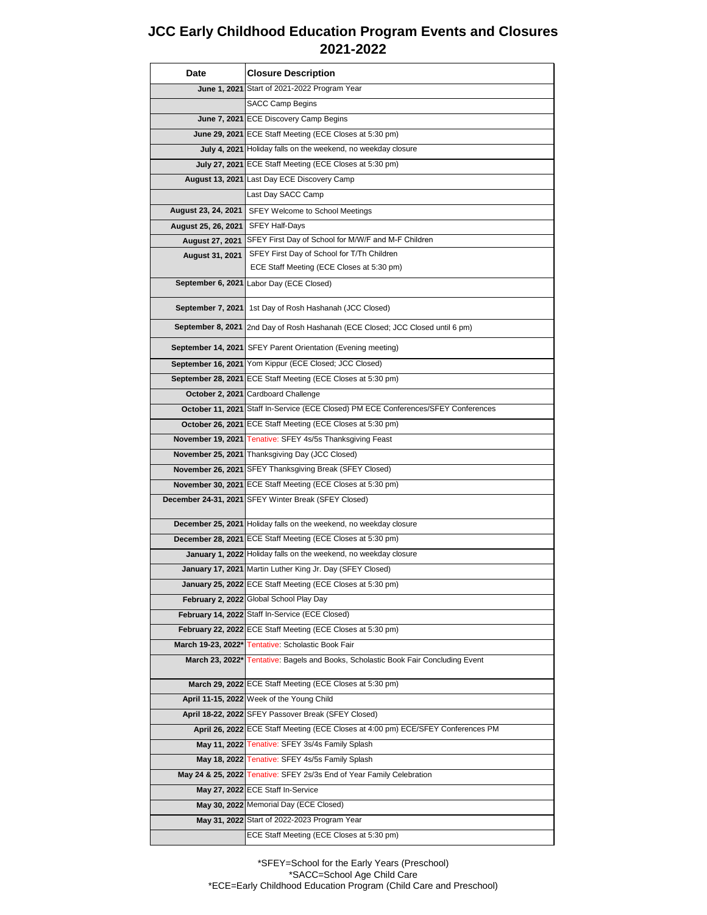# JCC Early Childhood Education Program Events and Closures 2021-2022

| Date | Closure Description |
|---|---|
| June 1, 2021 | Start of 2021-2022 Program Year |
| | SACC Camp Begins |
| June 7, 2021 | ECE Discovery Camp Begins |
| June 29, 2021 | ECE Staff Meeting (ECE Closes at 5:30 pm) |
| July 4, 2021 | Holiday falls on the weekend, no weekday closure |
| July 27, 2021 | ECE Staff Meeting (ECE Closes at 5:30 pm) |
| August 13, 2021 | Last Day ECE Discovery Camp |
| | Last Day SACC Camp |
| August 23, 24, 2021 | SFEY Welcome to School Meetings |
| August 25, 26, 2021 | SFEY Half-Days |
| August 27, 2021 | SFEY First Day of School for M/W/F and M-F Children |
| August 31, 2021 | SFEY First Day of School for T/Th Children<br>ECE Staff Meeting (ECE Closes at 5:30 pm) |
| September 6, 2021 | Labor Day (ECE Closed) |
| September 7, 2021 | 1st Day of Rosh Hashanah (JCC Closed) |
| September 8, 2021 | 2nd Day of Rosh Hashanah (ECE Closed; JCC Closed until 6 pm) |
| September 14, 2021 | SFEY Parent Orientation (Evening meeting) |
| September 16, 2021 | Yom Kippur (ECE Closed; JCC Closed) |
| September 28, 2021 | ECE Staff Meeting (ECE Closes at 5:30 pm) |
| October 2, 2021 | Cardboard Challenge |
| October 11, 2021 | Staff In-Service (ECE Closed) PM ECE Conferences/SFEY Conferences |
| October 26, 2021 | ECE Staff Meeting (ECE Closes at 5:30 pm) |
| November 19, 2021 | Tenative: SFEY 4s/5s Thanksgiving Feast |
| November 25, 2021 | Thanksgiving Day (JCC Closed) |
| November 26, 2021 | SFEY Thanksgiving Break (SFEY Closed) |
| November 30, 2021 | ECE Staff Meeting (ECE Closes at 5:30 pm) |
| December 24-31, 2021 | SFEY Winter Break (SFEY Closed) |
| December 25, 2021 | Holiday falls on the weekend, no weekday closure |
| December 28, 2021 | ECE Staff Meeting (ECE Closes at 5:30 pm) |
| January 1, 2022 | Holiday falls on the weekend, no weekday closure |
| January 17, 2021 | Martin Luther King Jr. Day (SFEY Closed) |
| January 25, 2022 | ECE Staff Meeting (ECE Closes at 5:30 pm) |
| February 2, 2022 | Global School Play Day |
| February 14, 2022 | Staff In-Service (ECE Closed) |
| February 22, 2022 | ECE Staff Meeting (ECE Closes at 5:30 pm) |
| March 19-23, 2022* | Tentative: Scholastic Book Fair |
| March 23, 2022* | Tentative: Bagels and Books, Scholastic Book Fair Concluding Event |
| March 29, 2022 | ECE Staff Meeting (ECE Closes at 5:30 pm) |
| April 11-15, 2022 | Week of the Young Child |
| April 18-22, 2022 | SFEY Passover Break (SFEY Closed) |
| April 26, 2022 | ECE Staff Meeting (ECE Closes at 4:00 pm) ECE/SFEY Conferences PM |
| May 11, 2022 | Tenative: SFEY 3s/4s Family Splash |
| May 18, 2022 | Tenative: SFEY 4s/5s Family Splash |
| May 24 & 25, 2022 | Tenative: SFEY 2s/3s End of Year Family Celebration |
| May 27, 2022 | ECE Staff In-Service |
| May 30, 2022 | Memorial Day (ECE Closed) |
| May 31, 2022 | Start of 2022-2023 Program Year |
| | ECE Staff Meeting (ECE Closes at 5:30 pm) |

*SFEY=School for the Early Years (Preschool)
*SACC=School Age Child Care
*ECE=Early Childhood Education Program (Child Care and Preschool)